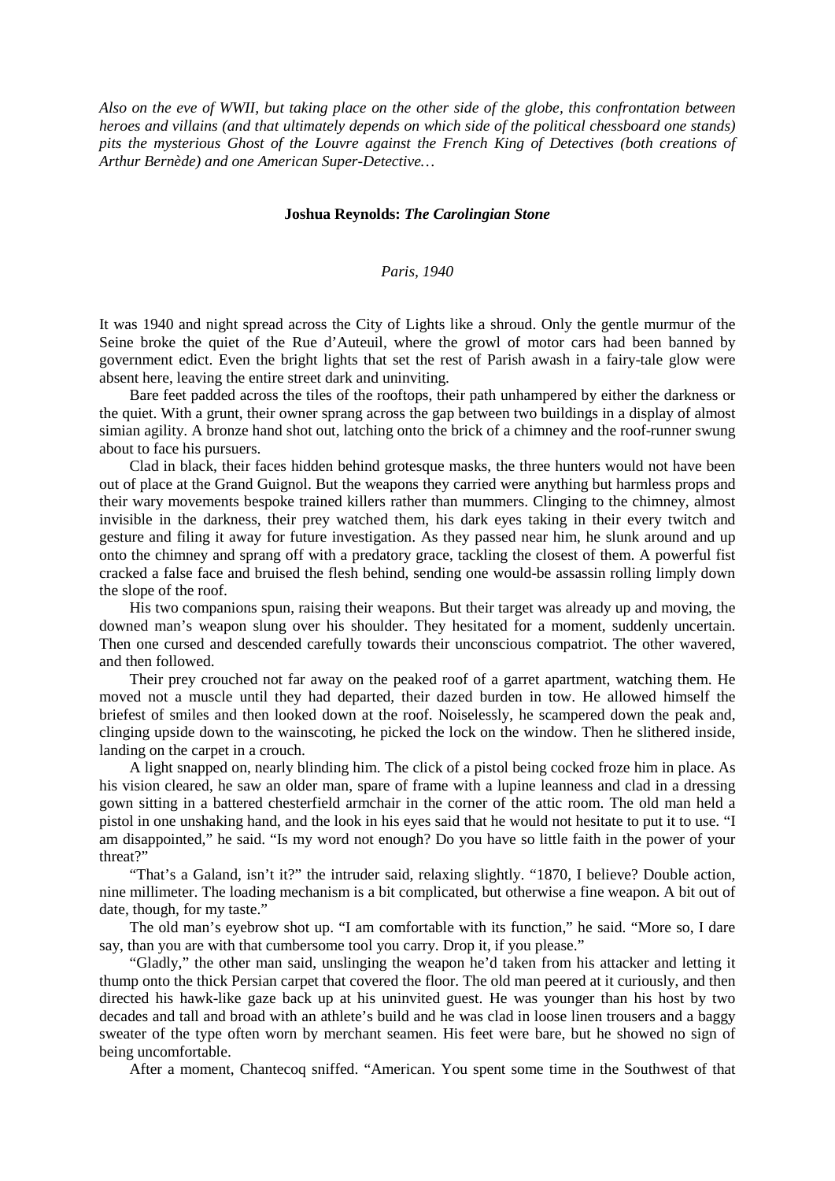*Also on the eve of WWII, but taking place on the other side of the globe, this confrontation between heroes and villains (and that ultimately depends on which side of the political chessboard one stands) pits the mysterious Ghost of the Louvre against the French King of Detectives (both creations of Arthur Bernède) and one American Super-Detective…*

**Joshua Reynolds: *The Carolingian Stone***

*Paris, 1940*

It was 1940 and night spread across the City of Lights like a shroud. Only the gentle murmur of the Seine broke the quiet of the Rue d'Auteuil, where the growl of motor cars had been banned by government edict. Even the bright lights that set the rest of Parish awash in a fairy-tale glow were absent here, leaving the entire street dark and uninviting.

Bare feet padded across the tiles of the rooftops, their path unhampered by either the darkness or the quiet. With a grunt, their owner sprang across the gap between two buildings in a display of almost simian agility. A bronze hand shot out, latching onto the brick of a chimney and the roof-runner swung about to face his pursuers.

Clad in black, their faces hidden behind grotesque masks, the three hunters would not have been out of place at the Grand Guignol. But the weapons they carried were anything but harmless props and their wary movements bespoke trained killers rather than mummers. Clinging to the chimney, almost invisible in the darkness, their prey watched them, his dark eyes taking in their every twitch and gesture and filing it away for future investigation. As they passed near him, he slunk around and up onto the chimney and sprang off with a predatory grace, tackling the closest of them. A powerful fist cracked a false face and bruised the flesh behind, sending one would-be assassin rolling limply down the slope of the roof.

His two companions spun, raising their weapons. But their target was already up and moving, the downed man's weapon slung over his shoulder. They hesitated for a moment, suddenly uncertain. Then one cursed and descended carefully towards their unconscious compatriot. The other wavered, and then followed.

Their prey crouched not far away on the peaked roof of a garret apartment, watching them. He moved not a muscle until they had departed, their dazed burden in tow. He allowed himself the briefest of smiles and then looked down at the roof. Noiselessly, he scampered down the peak and, clinging upside down to the wainscoting, he picked the lock on the window. Then he slithered inside, landing on the carpet in a crouch.

A light snapped on, nearly blinding him. The click of a pistol being cocked froze him in place. As his vision cleared, he saw an older man, spare of frame with a lupine leanness and clad in a dressing gown sitting in a battered chesterfield armchair in the corner of the attic room. The old man held a pistol in one unshaking hand, and the look in his eyes said that he would not hesitate to put it to use. "I am disappointed," he said. "Is my word not enough? Do you have so little faith in the power of your threat?"

"That's a Galand, isn't it?" the intruder said, relaxing slightly. "1870, I believe? Double action, nine millimeter. The loading mechanism is a bit complicated, but otherwise a fine weapon. A bit out of date, though, for my taste."

The old man's eyebrow shot up. "I am comfortable with its function," he said. "More so, I dare say, than you are with that cumbersome tool you carry. Drop it, if you please."

"Gladly," the other man said, unslinging the weapon he'd taken from his attacker and letting it thump onto the thick Persian carpet that covered the floor. The old man peered at it curiously, and then directed his hawk-like gaze back up at his uninvited guest. He was younger than his host by two decades and tall and broad with an athlete's build and he was clad in loose linen trousers and a baggy sweater of the type often worn by merchant seamen. His feet were bare, but he showed no sign of being uncomfortable.

After a moment, Chantecoq sniffed. "American. You spent some time in the Southwest of that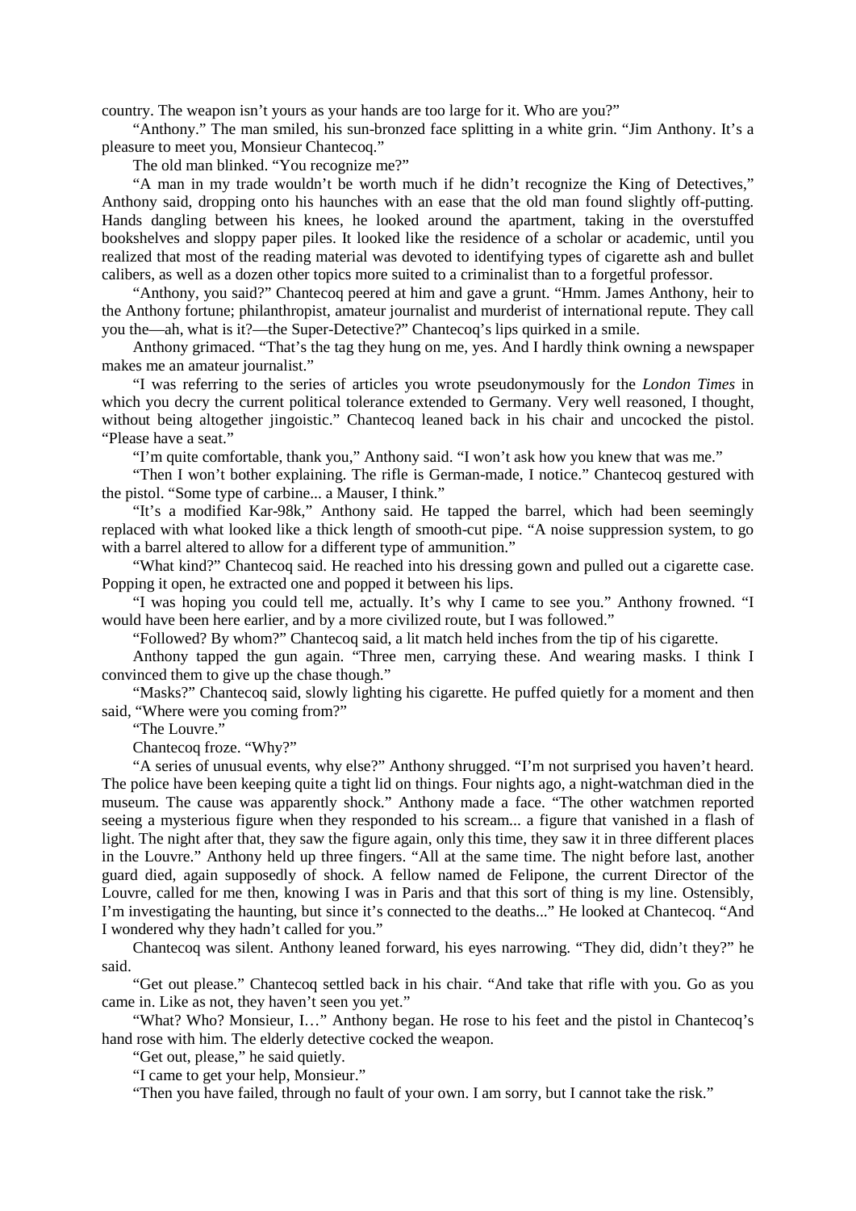country. The weapon isn't yours as your hands are too large for it. Who are you?"

"Anthony." The man smiled, his sun-bronzed face splitting in a white grin. "Jim Anthony. It's a pleasure to meet you, Monsieur Chantecoq."

The old man blinked. "You recognize me?"

"A man in my trade wouldn't be worth much if he didn't recognize the King of Detectives," Anthony said, dropping onto his haunches with an ease that the old man found slightly off-putting. Hands dangling between his knees, he looked around the apartment, taking in the overstuffed bookshelves and sloppy paper piles. It looked like the residence of a scholar or academic, until you realized that most of the reading material was devoted to identifying types of cigarette ash and bullet calibers, as well as a dozen other topics more suited to a criminalist than to a forgetful professor.

"Anthony, you said?" Chantecoq peered at him and gave a grunt. "Hmm. James Anthony, heir to the Anthony fortune; philanthropist, amateur journalist and murderist of international repute. They call you the—ah, what is it?—the Super-Detective?" Chantecoq's lips quirked in a smile.

Anthony grimaced. "That's the tag they hung on me, yes. And I hardly think owning a newspaper makes me an amateur journalist."

"I was referring to the series of articles you wrote pseudonymously for the *London Times* in which you decry the current political tolerance extended to Germany. Very well reasoned, I thought, without being altogether jingoistic." Chantecoq leaned back in his chair and uncocked the pistol. "Please have a seat."

"I'm quite comfortable, thank you," Anthony said. "I won't ask how you knew that was me."

"Then I won't bother explaining. The rifle is German-made, I notice." Chantecoq gestured with the pistol. "Some type of carbine... a Mauser, I think."

"It's a modified Kar-98k," Anthony said. He tapped the barrel, which had been seemingly replaced with what looked like a thick length of smooth-cut pipe. "A noise suppression system, to go with a barrel altered to allow for a different type of ammunition."

"What kind?" Chantecoq said. He reached into his dressing gown and pulled out a cigarette case. Popping it open, he extracted one and popped it between his lips.

"I was hoping you could tell me, actually. It's why I came to see you." Anthony frowned. "I would have been here earlier, and by a more civilized route, but I was followed."

"Followed? By whom?" Chantecoq said, a lit match held inches from the tip of his cigarette.

Anthony tapped the gun again. "Three men, carrying these. And wearing masks. I think I convinced them to give up the chase though."

"Masks?" Chantecoq said, slowly lighting his cigarette. He puffed quietly for a moment and then said, "Where were you coming from?"

"The Louvre."

Chantecoq froze. "Why?"

"A series of unusual events, why else?" Anthony shrugged. "I'm not surprised you haven't heard. The police have been keeping quite a tight lid on things. Four nights ago, a night-watchman died in the museum. The cause was apparently shock." Anthony made a face. "The other watchmen reported seeing a mysterious figure when they responded to his scream... a figure that vanished in a flash of light. The night after that, they saw the figure again, only this time, they saw it in three different places in the Louvre." Anthony held up three fingers. "All at the same time. The night before last, another guard died, again supposedly of shock. A fellow named de Felipone, the current Director of the Louvre, called for me then, knowing I was in Paris and that this sort of thing is my line. Ostensibly, I'm investigating the haunting, but since it's connected to the deaths..." He looked at Chantecoq. "And I wondered why they hadn't called for you."

Chantecoq was silent. Anthony leaned forward, his eyes narrowing. "They did, didn't they?" he said.

"Get out please." Chantecoq settled back in his chair. "And take that rifle with you. Go as you came in. Like as not, they haven't seen you yet."

"What? Who? Monsieur, I…" Anthony began. He rose to his feet and the pistol in Chantecoq's hand rose with him. The elderly detective cocked the weapon.

"Get out, please," he said quietly.

"I came to get your help, Monsieur."

"Then you have failed, through no fault of your own. I am sorry, but I cannot take the risk."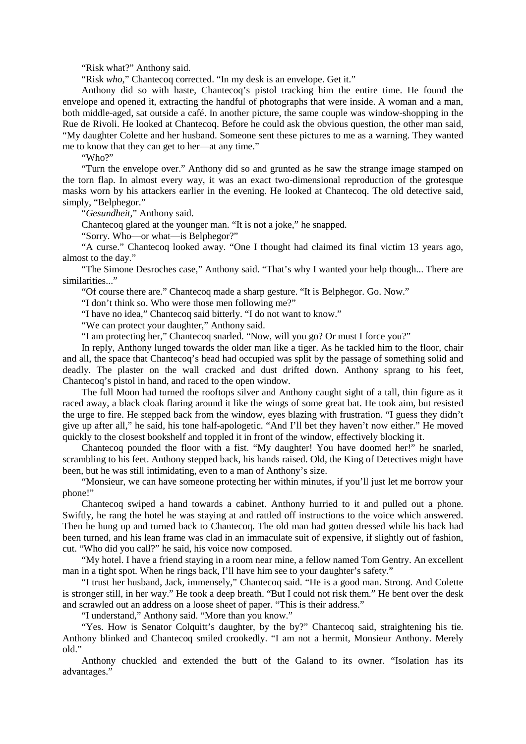"Risk what?" Anthony said.

"Risk *who*," Chantecoq corrected. "In my desk is an envelope. Get it."

Anthony did so with haste, Chantecoq's pistol tracking him the entire time. He found the envelope and opened it, extracting the handful of photographs that were inside. A woman and a man, both middle-aged, sat outside a café. In another picture, the same couple was window-shopping in the Rue de Rivoli. He looked at Chantecoq. Before he could ask the obvious question, the other man said, "My daughter Colette and her husband. Someone sent these pictures to me as a warning. They wanted me to know that they can get to her—at any time."

"Who?"

"Turn the envelope over." Anthony did so and grunted as he saw the strange image stamped on the torn flap. In almost every way, it was an exact two-dimensional reproduction of the grotesque masks worn by his attackers earlier in the evening. He looked at Chantecoq. The old detective said, simply, "Belphegor."

"*Gesundheit*," Anthony said.

Chantecoq glared at the younger man. "It is not a joke," he snapped.

"Sorry. Who—or what—is Belphegor?"

"A curse." Chantecoq looked away. "One I thought had claimed its final victim 13 years ago, almost to the day."

"The Simone Desroches case," Anthony said. "That's why I wanted your help though... There are similarities..."

"Of course there are." Chantecoq made a sharp gesture. "It is Belphegor. Go. Now."

"I don't think so. Who were those men following me?"

"I have no idea," Chantecoq said bitterly. "I do not want to know."

"We can protect your daughter," Anthony said.

"I am protecting her," Chantecoq snarled. "Now, will you go? Or must I force you?"

In reply, Anthony lunged towards the older man like a tiger. As he tackled him to the floor, chair and all, the space that Chantecoq's head had occupied was split by the passage of something solid and deadly. The plaster on the wall cracked and dust drifted down. Anthony sprang to his feet, Chantecoq's pistol in hand, and raced to the open window.

The full Moon had turned the rooftops silver and Anthony caught sight of a tall, thin figure as it raced away, a black cloak flaring around it like the wings of some great bat. He took aim, but resisted the urge to fire. He stepped back from the window, eyes blazing with frustration. "I guess they didn't give up after all," he said, his tone half-apologetic. "And I'll bet they haven't now either." He moved quickly to the closest bookshelf and toppled it in front of the window, effectively blocking it.

Chantecoq pounded the floor with a fist. "My daughter! You have doomed her!" he snarled, scrambling to his feet. Anthony stepped back, his hands raised. Old, the King of Detectives might have been, but he was still intimidating, even to a man of Anthony's size.

"Monsieur, we can have someone protecting her within minutes, if you'll just let me borrow your phone!"

Chantecoq swiped a hand towards a cabinet. Anthony hurried to it and pulled out a phone. Swiftly, he rang the hotel he was staying at and rattled off instructions to the voice which answered. Then he hung up and turned back to Chantecoq. The old man had gotten dressed while his back had been turned, and his lean frame was clad in an immaculate suit of expensive, if slightly out of fashion, cut. "Who did you call?" he said, his voice now composed.

"My hotel. I have a friend staying in a room near mine, a fellow named Tom Gentry. An excellent man in a tight spot. When he rings back, I'll have him see to your daughter's safety."

"I trust her husband, Jack, immensely," Chantecoq said. "He is a good man. Strong. And Colette is stronger still, in her way." He took a deep breath. "But I could not risk them." He bent over the desk and scrawled out an address on a loose sheet of paper. "This is their address."

"I understand," Anthony said. "More than you know."

"Yes. How is Senator Colquitt's daughter, by the by?" Chantecoq said, straightening his tie. Anthony blinked and Chantecoq smiled crookedly. "I am not a hermit, Monsieur Anthony. Merely old."

Anthony chuckled and extended the butt of the Galand to its owner. "Isolation has its advantages."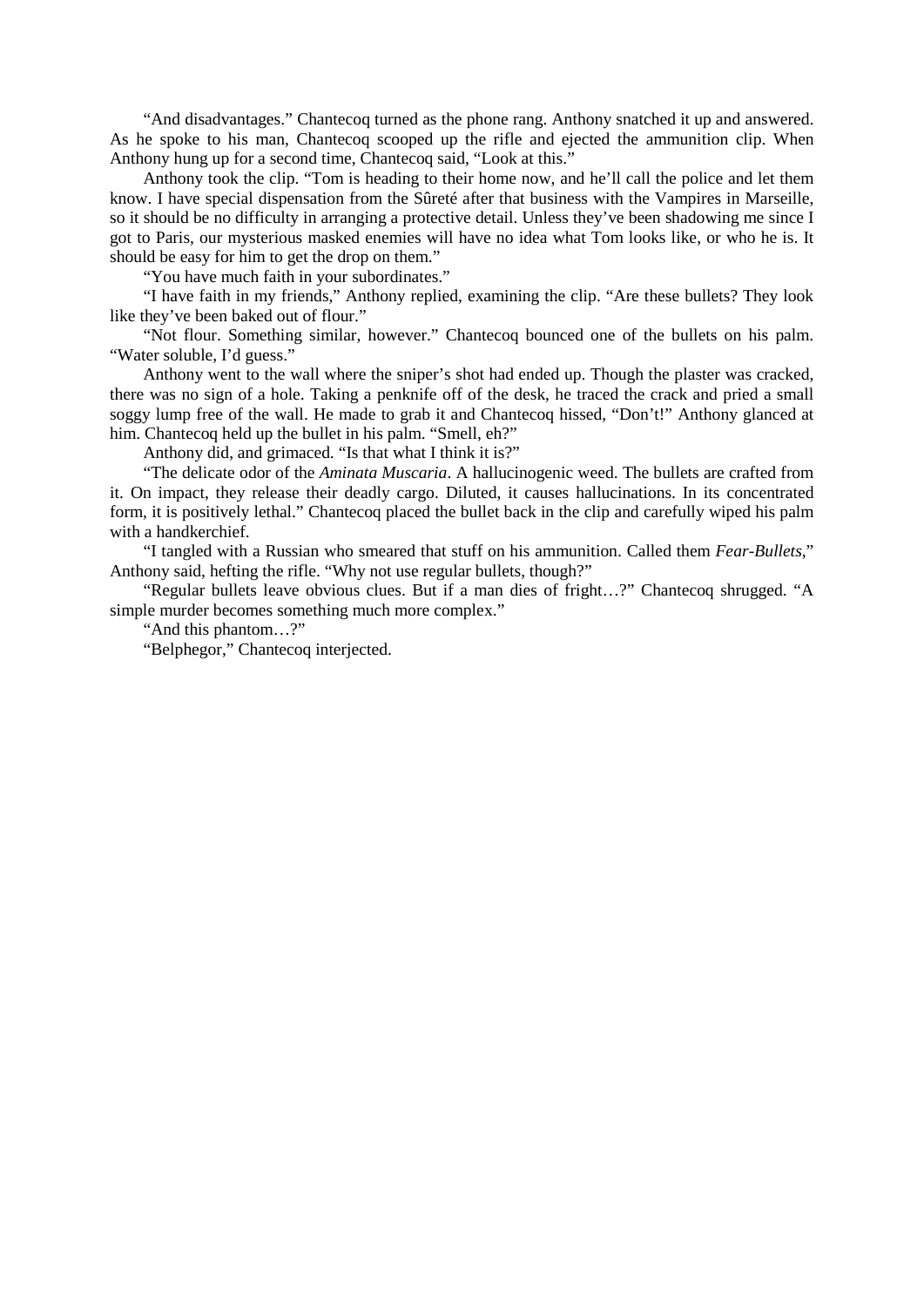"And disadvantages." Chantecoq turned as the phone rang. Anthony snatched it up and answered. As he spoke to his man, Chantecoq scooped up the rifle and ejected the ammunition clip. When Anthony hung up for a second time, Chantecoq said, "Look at this."

Anthony took the clip. "Tom is heading to their home now, and he'll call the police and let them know. I have special dispensation from the Sûreté after that business with the Vampires in Marseille, so it should be no difficulty in arranging a protective detail. Unless they've been shadowing me since I got to Paris, our mysterious masked enemies will have no idea what Tom looks like, or who he is. It should be easy for him to get the drop on them."

"You have much faith in your subordinates."

"I have faith in my friends," Anthony replied, examining the clip. "Are these bullets? They look like they've been baked out of flour."

"Not flour. Something similar, however." Chantecoq bounced one of the bullets on his palm. "Water soluble, I'd guess."

Anthony went to the wall where the sniper's shot had ended up. Though the plaster was cracked, there was no sign of a hole. Taking a penknife off of the desk, he traced the crack and pried a small soggy lump free of the wall. He made to grab it and Chantecoq hissed, "Don't!" Anthony glanced at him. Chantecoq held up the bullet in his palm. "Smell, eh?"

Anthony did, and grimaced. "Is that what I think it is?"

"The delicate odor of the *Aminata Muscaria*. A hallucinogenic weed. The bullets are crafted from it. On impact, they release their deadly cargo. Diluted, it causes hallucinations. In its concentrated form, it is positively lethal." Chantecoq placed the bullet back in the clip and carefully wiped his palm with a handkerchief.

"I tangled with a Russian who smeared that stuff on his ammunition. Called them *Fear-Bullets*," Anthony said, hefting the rifle. "Why not use regular bullets, though?"

"Regular bullets leave obvious clues. But if a man dies of fright…?" Chantecoq shrugged. "A simple murder becomes something much more complex."

"And this phantom…?"

"Belphegor," Chantecoq interjected.